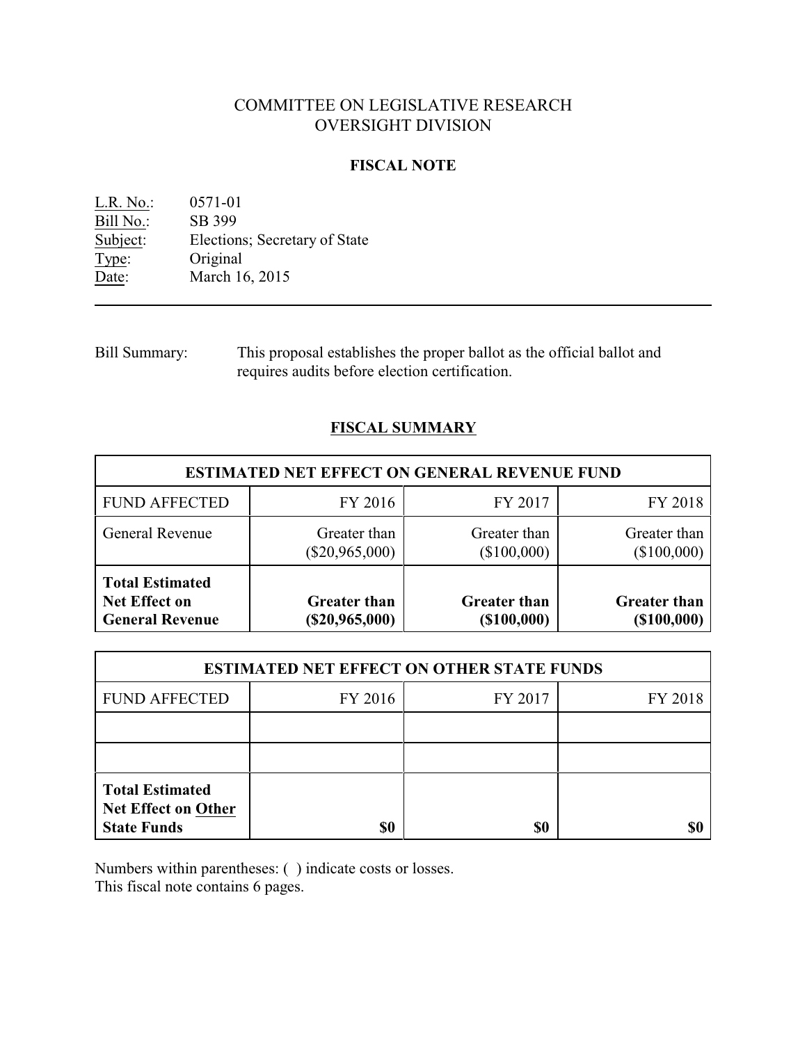# COMMITTEE ON LEGISLATIVE RESEARCH
# OVERSIGHT DIVISION

## FISCAL NOTE

L.R. No.: 0571-01
Bill No.: SB 399
Subject: Elections; Secretary of State
Type: Original
Date: March 16, 2015

---

Bill Summary: This proposal establishes the proper ballot as the official ballot and requires audits before election certification.

## FISCAL SUMMARY

| ESTIMATED NET EFFECT ON GENERAL REVENUE FUND | | | |
|---|---|---|---|
| FUND AFFECTED | FY 2016 | FY 2017 | FY 2018 |
| General Revenue | Greater than ($20,965,000) | Greater than ($100,000) | Greater than ($100,000) |
| **Total Estimated Net Effect on General Revenue** | **Greater than ($20,965,000)** | **Greater than ($100,000)** | **Greater than ($100,000)** |

| ESTIMATED NET EFFECT ON OTHER STATE FUNDS | | | |
|---|---|---|---|
| FUND AFFECTED | FY 2016 | FY 2017 | FY 2018 |
| | | | |
| | | | |
| **Total Estimated Net Effect on Other State Funds** | **$0** | **$0** | **$0** |

Numbers within parentheses: ( ) indicate costs or losses.
This fiscal note contains 6 pages.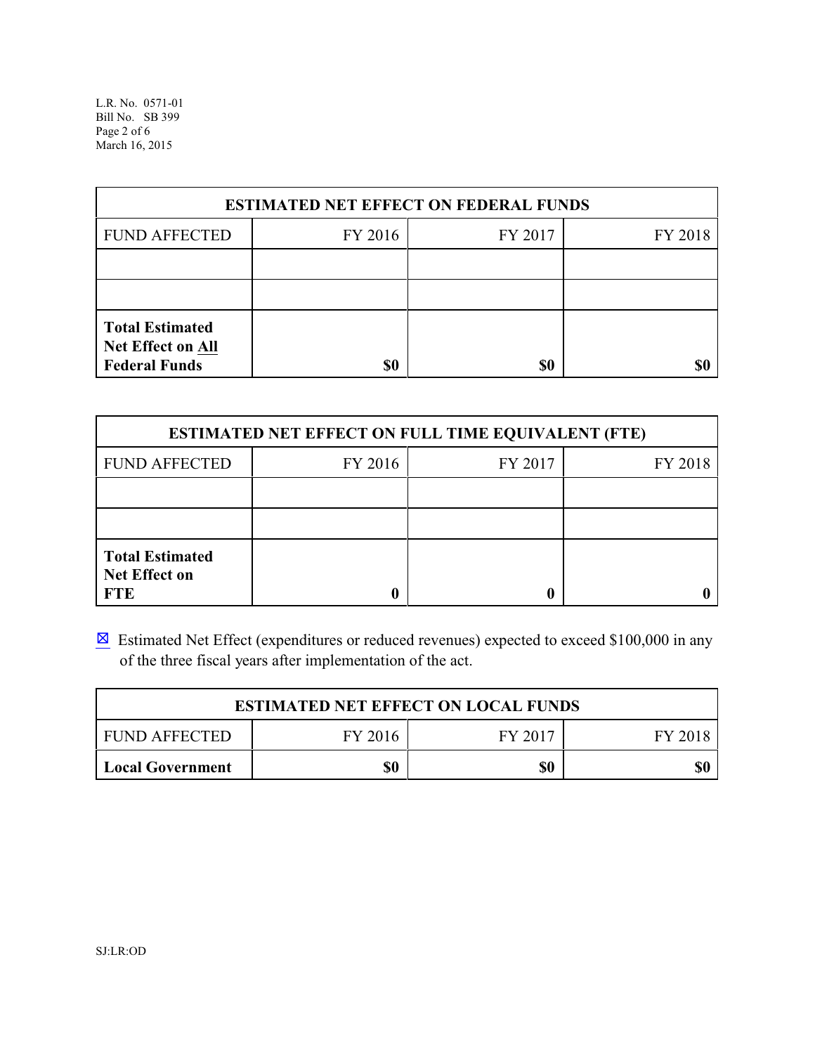| ESTIMATED NET EFFECT ON FEDERAL FUNDS | | | |
|---|---|---|---|
| FUND AFFECTED | FY 2016 | FY 2017 | FY 2018 |
| | | | |
| | | | |
| **Total Estimated Net Effect on All Federal Funds** | **$0** | **$0** | **$0** |

| ESTIMATED NET EFFECT ON FULL TIME EQUIVALENT (FTE) | | | |
|---|---|---|---|
| FUND AFFECTED | FY 2016 | FY 2017 | FY 2018 |
| | | | |
| | | | |
| **Total Estimated Net Effect on FTE** | **0** | **0** | **0** |

☒ Estimated Net Effect (expenditures or reduced revenues) expected to exceed $100,000 in any of the three fiscal years after implementation of the act.

| ESTIMATED NET EFFECT ON LOCAL FUNDS | | | |
|---|---|---|---|
| FUND AFFECTED | FY 2016 | FY 2017 | FY 2018 |
| **Local Government** | **$0** | **$0** | **$0** |

SJ:LR:OD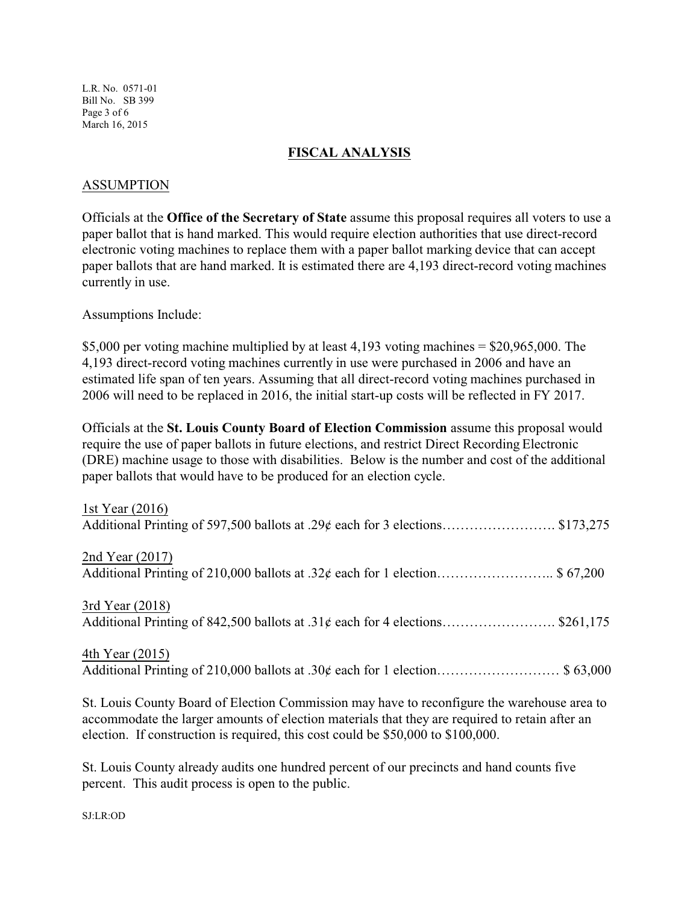## FISCAL ANALYSIS

### ASSUMPTION

Officials at the **Office of the Secretary of State** assume this proposal requires all voters to use a paper ballot that is hand marked. This would require election authorities that use direct-record electronic voting machines to replace them with a paper ballot marking device that can accept paper ballots that are hand marked. It is estimated there are 4,193 direct-record voting machines currently in use.

Assumptions Include:

$5,000 per voting machine multiplied by at least 4,193 voting machines = $20,965,000. The 4,193 direct-record voting machines currently in use were purchased in 2006 and have an estimated life span of ten years. Assuming that all direct-record voting machines purchased in 2006 will need to be replaced in 2016, the initial start-up costs will be reflected in FY 2017.

Officials at the **St. Louis County Board of Election Commission** assume this proposal would require the use of paper ballots in future elections, and restrict Direct Recording Electronic (DRE) machine usage to those with disabilities. Below is the number and cost of the additional paper ballots that would have to be produced for an election cycle.

1st Year (2016)
Additional Printing of 597,500 ballots at .29¢ each for 3 elections……………………. $173,275

2nd Year (2017)
Additional Printing of 210,000 ballots at .32¢ each for 1 election…………………….. $ 67,200

3rd Year (2018)
Additional Printing of 842,500 ballots at .31¢ each for 4 elections……………………. $261,175

4th Year (2015)
Additional Printing of 210,000 ballots at .30¢ each for 1 election……………………… $ 63,000

St. Louis County Board of Election Commission may have to reconfigure the warehouse area to accommodate the larger amounts of election materials that they are required to retain after an election. If construction is required, this cost could be $50,000 to $100,000.

St. Louis County already audits one hundred percent of our precincts and hand counts five percent. This audit process is open to the public.

SJ:LR:OD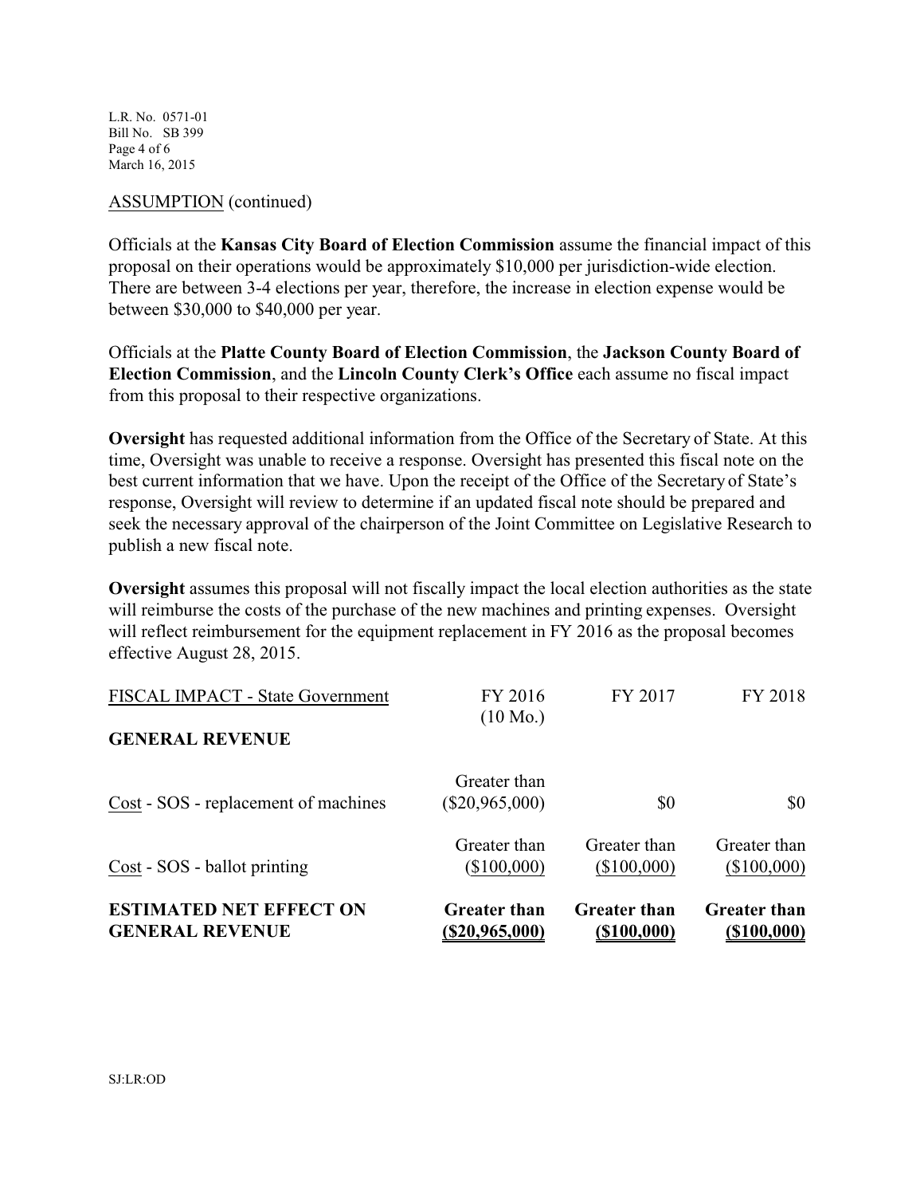ASSUMPTION (continued)

Officials at the **Kansas City Board of Election Commission** assume the financial impact of this proposal on their operations would be approximately $10,000 per jurisdiction-wide election. There are between 3-4 elections per year, therefore, the increase in election expense would be between $30,000 to $40,000 per year.

Officials at the **Platte County Board of Election Commission**, the **Jackson County Board of Election Commission**, and the **Lincoln County Clerk's Office** each assume no fiscal impact from this proposal to their respective organizations.

**Oversight** has requested additional information from the Office of the Secretary of State. At this time, Oversight was unable to receive a response. Oversight has presented this fiscal note on the best current information that we have. Upon the receipt of the Office of the Secretary of State's response, Oversight will review to determine if an updated fiscal note should be prepared and seek the necessary approval of the chairperson of the Joint Committee on Legislative Research to publish a new fiscal note.

**Oversight** assumes this proposal will not fiscally impact the local election authorities as the state will reimburse the costs of the purchase of the new machines and printing expenses. Oversight will reflect reimbursement for the equipment replacement in FY 2016 as the proposal becomes effective August 28, 2015.

| FISCAL IMPACT - State Government | FY 2016 (10 Mo.) | FY 2017 | FY 2018 |
|---|---|---|---|
| **GENERAL REVENUE** | | | |
| Cost - SOS - replacement of machines | Greater than ($20,965,000) | $0 | $0 |
| Cost - SOS - ballot printing | Greater than ($100,000) | Greater than ($100,000) | Greater than ($100,000) |
| **ESTIMATED NET EFFECT ON GENERAL REVENUE** | **Greater than ($20,965,000)** | **Greater than ($100,000)** | **Greater than ($100,000)** |

SJ:LR:OD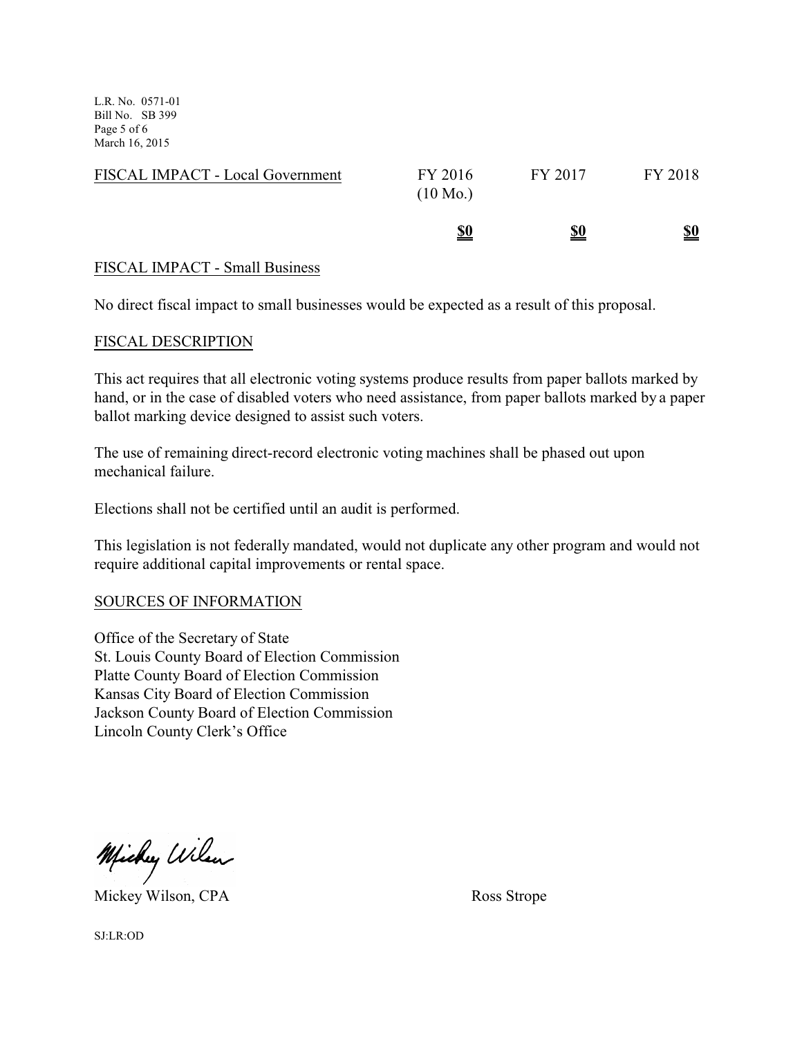| FISCAL IMPACT - Local Government | FY 2016 (10 Mo.) | FY 2017 | FY 2018 |
|---|---|---|---|
| | **$0** | **$0** | **$0** |

FISCAL IMPACT - Small Business

No direct fiscal impact to small businesses would be expected as a result of this proposal.

FISCAL DESCRIPTION

This act requires that all electronic voting systems produce results from paper ballots marked by hand, or in the case of disabled voters who need assistance, from paper ballots marked by a paper ballot marking device designed to assist such voters.

The use of remaining direct-record electronic voting machines shall be phased out upon mechanical failure.

Elections shall not be certified until an audit is performed.

This legislation is not federally mandated, would not duplicate any other program and would not require additional capital improvements or rental space.

SOURCES OF INFORMATION

Office of the Secretary of State
St. Louis County Board of Election Commission
Platte County Board of Election Commission
Kansas City Board of Election Commission
Jackson County Board of Election Commission
Lincoln County Clerk's Office

Mickey Wilson, CPA

Ross Strope

SJ:LR:OD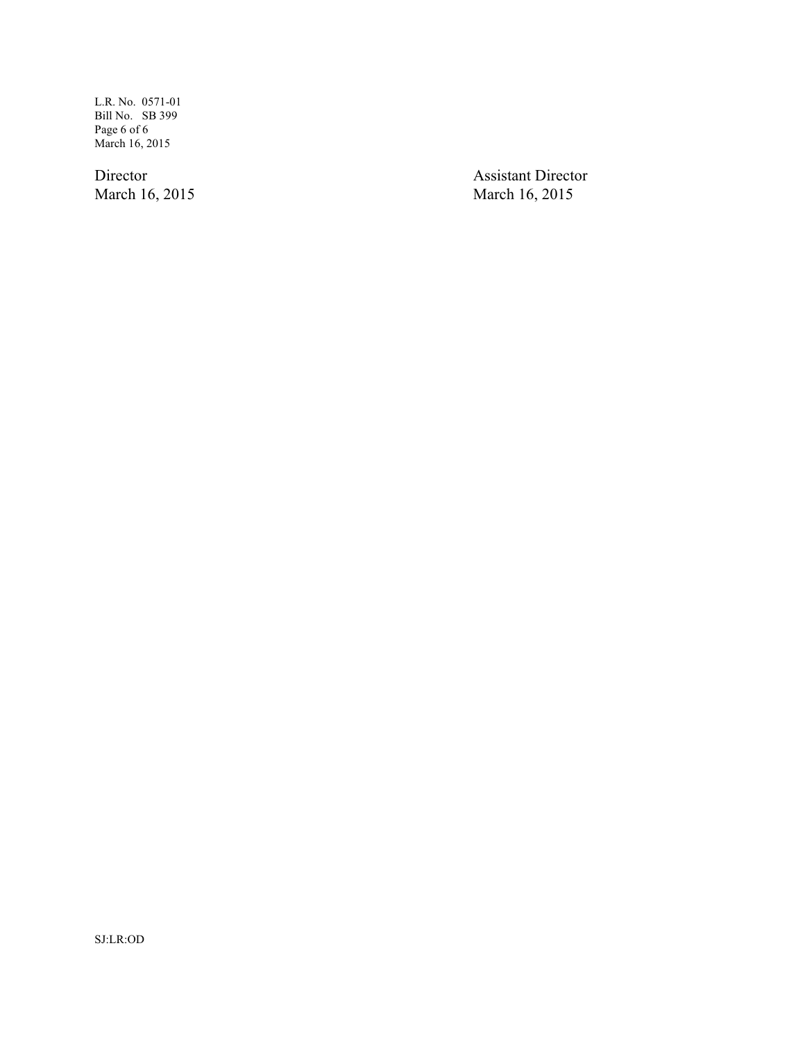Director
March 16, 2015

Assistant Director
March 16, 2015

SJ:LR:OD